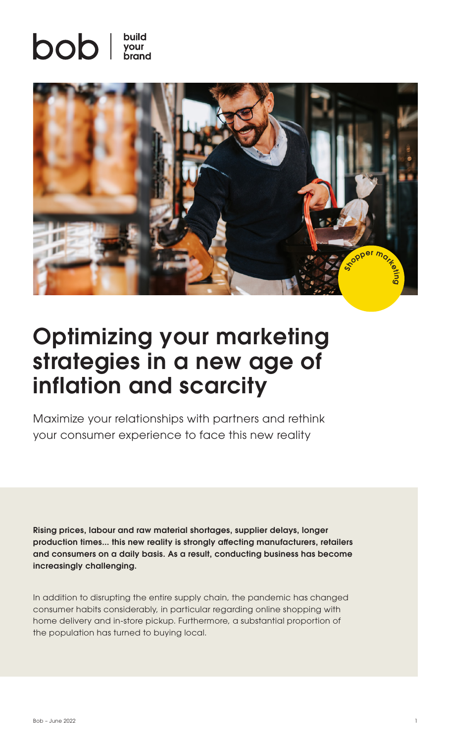bob | build your brand

Shopper marketing

# Optimizing your marketing strategies in a new age of inflation and scarcity

Maximize your relationships with partners and rethink your consumer experience to face this new reality

**Rising prices, labour and raw material shortages, supplier delays, longer production times... this new reality is strongly affecting manufacturers, retailers and consumers on a daily basis. As a result, conducting business has become increasingly challenging.**

In addition to disrupting the entire supply chain, the pandemic has changed consumer habits considerably, in particular regarding online shopping with home delivery and in-store pickup. Furthermore, a substantial proportion of the population has turned to buying local.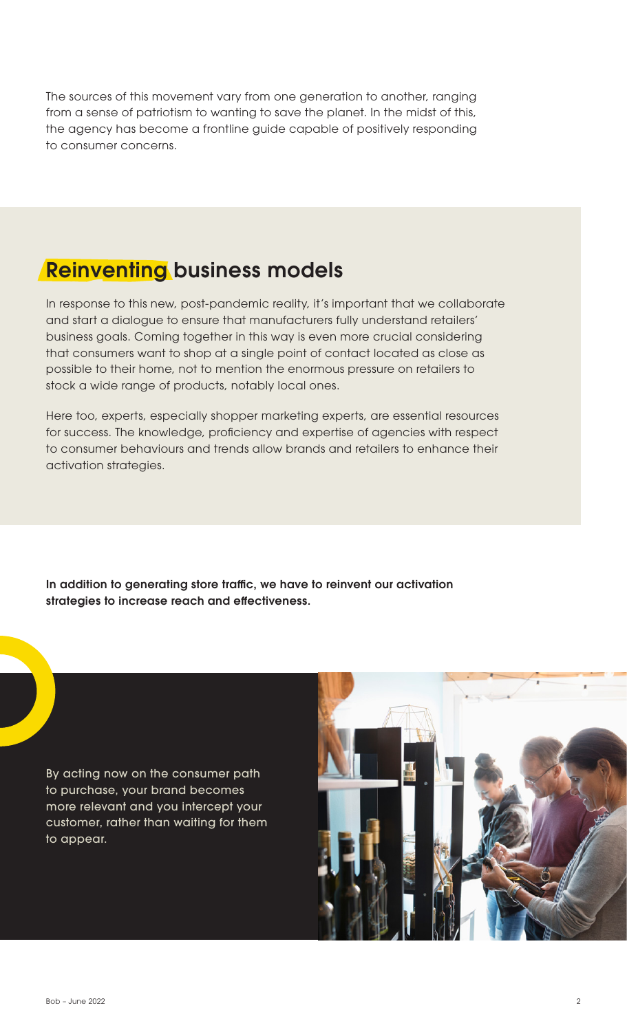The sources of this movement vary from one generation to another, ranging from a sense of patriotism to wanting to save the planet. In the midst of this, the agency has become a frontline guide capable of positively responding to consumer concerns.

## Reinventing business models

In response to this new, post-pandemic reality, it's important that we collaborate and start a dialogue to ensure that manufacturers fully understand retailers' business goals. Coming together in this way is even more crucial considering that consumers want to shop at a single point of contact located as close as possible to their home, not to mention the enormous pressure on retailers to stock a wide range of products, notably local ones.

Here too, experts, especially shopper marketing experts, are essential resources for success. The knowledge, proficiency and expertise of agencies with respect to consumer behaviours and trends allow brands and retailers to enhance their activation strategies.

**In addition to generating store traffic, we have to reinvent our activation strategies to increase reach and effectiveness.**

By acting now on the consumer path to purchase, your brand becomes more relevant and you intercept your customer, rather than waiting for them to appear.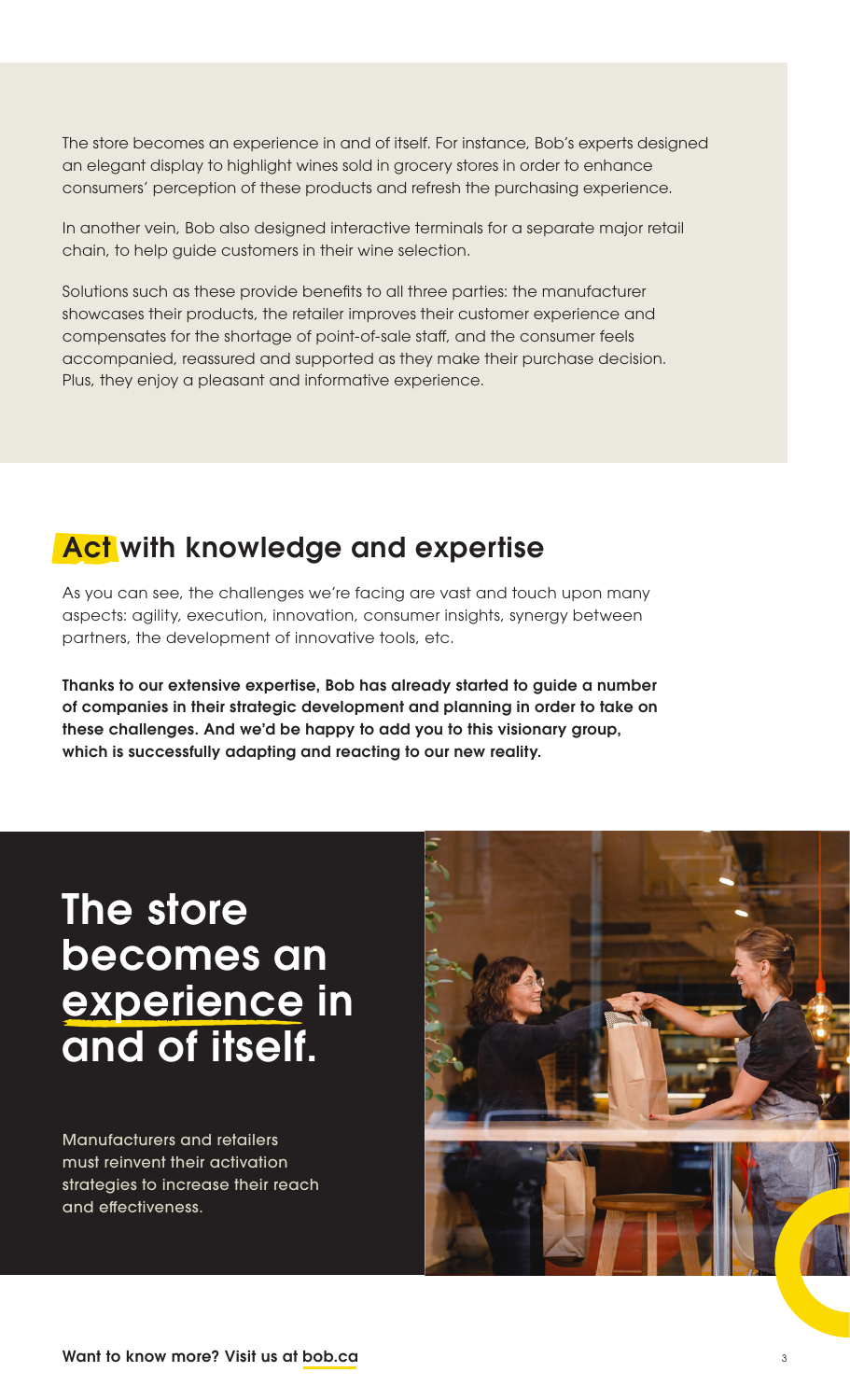The store becomes an experience in and of itself. For instance, Bob's experts designed an elegant display to highlight wines sold in grocery stores in order to enhance consumers' perception of these products and refresh the purchasing experience.

In another vein, Bob also designed interactive terminals for a separate major retail chain, to help guide customers in their wine selection.

Solutions such as these provide benefits to all three parties: the manufacturer showcases their products, the retailer improves their customer experience and compensates for the shortage of point-of-sale staff, and the consumer feels accompanied, reassured and supported as they make their purchase decision. Plus, they enjoy a pleasant and informative experience.

## Act with knowledge and expertise

As you can see, the challenges we're facing are vast and touch upon many aspects: agility, execution, innovation, consumer insights, synergy between partners, the development of innovative tools, etc.

**Thanks to our extensive expertise, Bob has already started to guide a number of companies in their strategic development and planning in order to take on these challenges. And we'd be happy to add you to this visionary group, which is successfully adapting and reacting to our new reality.**

# The store becomes an experience in and of itself.

Manufacturers and retailers must reinvent their activation strategies to increase their reach and effectiveness.

**Want to know more? Visit us at bob.ca**